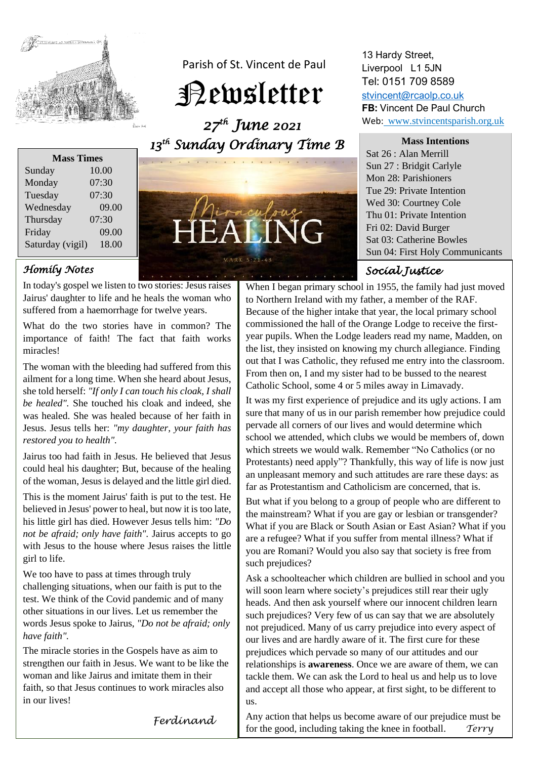Parish of St. Vincent de Paul

# Newsletter

*27th June 2021*

*13th Sunday Ordinary Time B*

13 Hardy Street,
Liverpool L1 5JN
Tel: 0151 709 8589
stvincent@rcaolp.co.uk
**FB:** Vincent De Paul Church
Web: www.stvincentsparish.org.uk

| Mass Times | |
|---|---|
| Sunday | 10.00 |
| Monday | 07:30 |
| Tuesday | 07:30 |
| Wednesday | 09.00 |
| Thursday | 07:30 |
| Friday | 09.00 |
| Saturday (vigil) | 18.00 |

**Mass Intentions**

Sat 26 : Alan Merrill
Sun 27 : Bridgit Carlyle
Mon 28: Parishioners
Tue 29: Private Intention
Wed 30: Courtney Cole
Thu 01: Private Intention
Fri 02: David Burger
Sat 03: Catherine Bowles
Sun 04: First Holy Communicants

Miraculous HEALING
MARK 5:21-43

## *Homily Notes*

In today's gospel we listen to two stories: Jesus raises Jairus' daughter to life and he heals the woman who suffered from a haemorrhage for twelve years.

What do the two stories have in common? The importance of faith! The fact that faith works miracles!

The woman with the bleeding had suffered from this ailment for a long time. When she heard about Jesus, she told herself: *"If only I can touch his cloak, I shall be healed".* She touched his cloak and indeed, she was healed. She was healed because of her faith in Jesus. Jesus tells her: *"my daughter, your faith has restored you to health".*

Jairus too had faith in Jesus. He believed that Jesus could heal his daughter; But, because of the healing of the woman, Jesus is delayed and the little girl died.

This is the moment Jairus' faith is put to the test. He believed in Jesus' power to heal, but now it is too late, his little girl has died. However Jesus tells him: *"Do not be afraid; only have faith".* Jairus accepts to go with Jesus to the house where Jesus raises the little girl to life.

We too have to pass at times through truly challenging situations, when our faith is put to the test. We think of the Covid pandemic and of many other situations in our lives. Let us remember the words Jesus spoke to Jairus, *"Do not be afraid; only have faith".*

The miracle stories in the Gospels have as aim to strengthen our faith in Jesus. We want to be like the woman and like Jairus and imitate them in their faith, so that Jesus continues to work miracles also in our lives!

*Ferdinand*

## *Social Justice*

When I began primary school in 1955, the family had just moved to Northern Ireland with my father, a member of the RAF. Because of the higher intake that year, the local primary school commissioned the hall of the Orange Lodge to receive the first-year pupils. When the Lodge leaders read my name, Madden, on the list, they insisted on knowing my church allegiance. Finding out that I was Catholic, they refused me entry into the classroom. From then on, I and my sister had to be bussed to the nearest Catholic School, some 4 or 5 miles away in Limavady.

It was my first experience of prejudice and its ugly actions. I am sure that many of us in our parish remember how prejudice could pervade all corners of our lives and would determine which school we attended, which clubs we would be members of, down which streets we would walk. Remember "No Catholics (or no Protestants) need apply"? Thankfully, this way of life is now just an unpleasant memory and such attitudes are rare these days: as far as Protestantism and Catholicism are concerned, that is.

But what if you belong to a group of people who are different to the mainstream? What if you are gay or lesbian or transgender? What if you are Black or South Asian or East Asian? What if you are a refugee? What if you suffer from mental illness? What if you are Romani? Would you also say that society is free from such prejudices?

Ask a schoolteacher which children are bullied in school and you will soon learn where society's prejudices still rear their ugly heads. And then ask yourself where our innocent children learn such prejudices? Very few of us can say that we are absolutely not prejudiced. Many of us carry prejudice into every aspect of our lives and are hardly aware of it. The first cure for these prejudices which pervade so many of our attitudes and our relationships is **awareness**. Once we are aware of them, we can tackle them. We can ask the Lord to heal us and help us to love and accept all those who appear, at first sight, to be different to us.

Any action that helps us become aware of our prejudice must be for the good, including taking the knee in football. *Terry*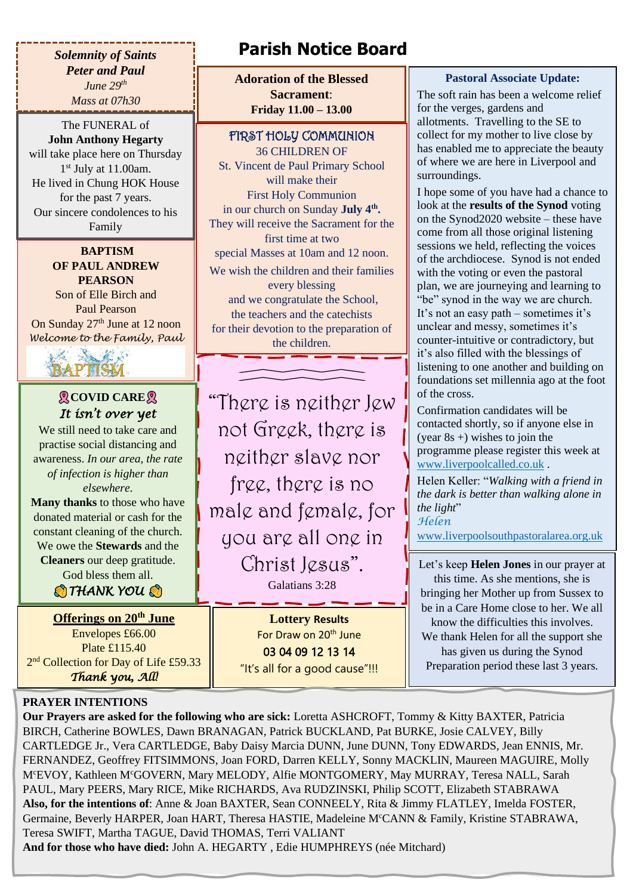# Parish Notice Board

***Solemnity of Saints Peter and Paul***
*June 29th*
*Mass at 07h30*

The FUNERAL of
**John Anthony Hegarty**
will take place here on Thursday 1st July at 11.00am.
He lived in Chung HOK House for the past 7 years.
Our sincere condolences to his Family

**BAPTISM OF PAUL ANDREW PEARSON**
Son of Elle Birch and Paul Pearson
On Sunday 27th June at 12 noon
*Welcome to the Family, Paul*

BAPTISM

**COVID CARE**
*It isn't over yet*
We still need to take care and practise social distancing and awareness. *In our area, the rate of infection is higher than elsewhere.*
**Many thanks** to those who have donated material or cash for the constant cleaning of the church. We owe the **Stewards** and the **Cleaners** our deep gratitude. God bless them all.
*THANK YOU*

**Adoration of the Blessed Sacrament**:
**Friday 11.00 – 13.00**

FIRST HOLY COMMUNION
36 CHILDREN OF St. Vincent de Paul Primary School will make their First Holy Communion in our church on Sunday **July 4th.**
They will receive the Sacrament for the first time at two special Masses at 10am and 12 noon.
We wish the children and their families every blessing and we congratulate the School, the teachers and the catechists for their devotion to the preparation of the children.

"There is neither Jew not Greek, there is neither slave nor free, there is no male and female, for you are all one in Christ Jesus".
Galatians 3:28

**Pastoral Associate Update:**

The soft rain has been a welcome relief for the verges, gardens and allotments. Travelling to the SE to collect for my mother to live close by has enabled me to appreciate the beauty of where we are here in Liverpool and surroundings.

I hope some of you have had a chance to look at the **results of the Synod** voting on the Synod2020 website – these have come from all those original listening sessions we held, reflecting the voices of the archdiocese. Synod is not ended with the voting or even the pastoral plan, we are journeying and learning to "be" synod in the way we are church. It's not an easy path – sometimes it's unclear and messy, sometimes it's counter-intuitive or contradictory, but it's also filled with the blessings of listening to one another and building on foundations set millennia ago at the foot of the cross.

Confirmation candidates will be contacted shortly, so if anyone else in (year 8s +) wishes to join the programme please register this week at www.liverpoolcalled.co.uk .

Helen Keller: "*Walking with a friend in the dark is better than walking alone in the light*"
*Helen*
www.liverpoolsouthpastoralarea.org.uk

Let's keep **Helen Jones** in our prayer at this time. As she mentions, she is bringing her Mother up from Sussex to be in a Care Home close to her. We all know the difficulties this involves. We thank Helen for all the support she has given us during the Synod Preparation period these last 3 years.

**Offerings on 20th June**
Envelopes £66.00
Plate £115.40
2nd Collection for Day of Life £59.33
*Thank you, All!*

**Lottery Results**
For Draw on 20th June
03 04 09 12 13 14
"It's all for a good cause"!!!

**PRAYER INTENTIONS**
**Our Prayers are asked for the following who are sick:** Loretta ASHCROFT, Tommy & Kitty BAXTER, Patricia BIRCH, Catherine BOWLES, Dawn BRANAGAN, Patrick BUCKLAND, Pat BURKE, Josie CALVEY, Billy CARTLEDGE Jr., Vera CARTLEDGE, Baby Daisy Marcia DUNN, June DUNN, Tony EDWARDS, Jean ENNIS, Mr. FERNANDEZ, Geoffrey FITSIMMONS, Joan FORD, Darren KELLY, Sonny MACKLIN, Maureen MAGUIRE, Molly McEVOY, Kathleen McGOVERN, Mary MELODY, Alfie MONTGOMERY, May MURRAY, Teresa NALL, Sarah PAUL, Mary PEERS, Mary RICE, Mike RICHARDS, Ava RUDZINSKI, Philip SCOTT, Elizabeth STABRAWA
**Also, for the intentions of**: Anne & Joan BAXTER, Sean CONNEELY, Rita & Jimmy FLATLEY, Imelda FOSTER, Germaine, Beverly HARPER, Joan HART, Theresa HASTIE, Madeleine McCANN & Family, Kristine STABRAWA, Teresa SWIFT, Martha TAGUE, David THOMAS, Terri VALIANT
**And for those who have died:** John A. HEGARTY , Edie HUMPHREYS (née Mitchard)